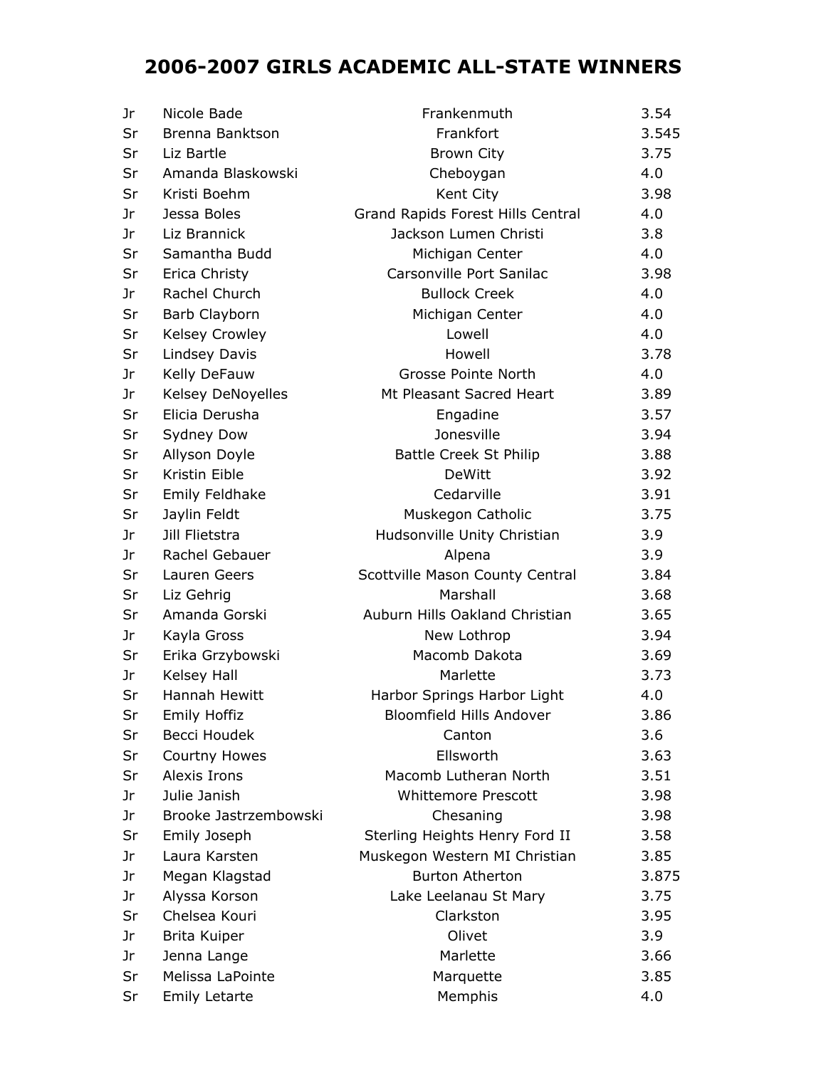# 2006-2007 GIRLS ACADEMIC ALL-STATE WINNERS

| | | | |
|---|---|---|---|
| Jr | Nicole Bade | Frankenmuth | 3.54 |
| Sr | Brenna Banktson | Frankfort | 3.545 |
| Sr | Liz Bartle | Brown City | 3.75 |
| Sr | Amanda Blaskowski | Cheboygan | 4.0 |
| Sr | Kristi Boehm | Kent City | 3.98 |
| Jr | Jessa Boles | Grand Rapids Forest Hills Central | 4.0 |
| Jr | Liz Brannick | Jackson Lumen Christi | 3.8 |
| Sr | Samantha Budd | Michigan Center | 4.0 |
| Sr | Erica Christy | Carsonville Port Sanilac | 3.98 |
| Jr | Rachel Church | Bullock Creek | 4.0 |
| Sr | Barb Clayborn | Michigan Center | 4.0 |
| Sr | Kelsey Crowley | Lowell | 4.0 |
| Sr | Lindsey Davis | Howell | 3.78 |
| Jr | Kelly DeFauw | Grosse Pointe North | 4.0 |
| Jr | Kelsey DeNoyelles | Mt Pleasant Sacred Heart | 3.89 |
| Sr | Elicia Derusha | Engadine | 3.57 |
| Sr | Sydney Dow | Jonesville | 3.94 |
| Sr | Allyson Doyle | Battle Creek St Philip | 3.88 |
| Sr | Kristin Eible | DeWitt | 3.92 |
| Sr | Emily Feldhake | Cedarville | 3.91 |
| Sr | Jaylin Feldt | Muskegon Catholic | 3.75 |
| Jr | Jill Flietstra | Hudsonville Unity Christian | 3.9 |
| Jr | Rachel Gebauer | Alpena | 3.9 |
| Sr | Lauren Geers | Scottville Mason County Central | 3.84 |
| Sr | Liz Gehrig | Marshall | 3.68 |
| Sr | Amanda Gorski | Auburn Hills Oakland Christian | 3.65 |
| Jr | Kayla Gross | New Lothrop | 3.94 |
| Sr | Erika Grzybowski | Macomb Dakota | 3.69 |
| Jr | Kelsey Hall | Marlette | 3.73 |
| Sr | Hannah Hewitt | Harbor Springs Harbor Light | 4.0 |
| Sr | Emily Hoffiz | Bloomfield Hills Andover | 3.86 |
| Sr | Becci Houdek | Canton | 3.6 |
| Sr | Courtny Howes | Ellsworth | 3.63 |
| Sr | Alexis Irons | Macomb Lutheran North | 3.51 |
| Jr | Julie Janish | Whittemore Prescott | 3.98 |
| Jr | Brooke Jastrzembowski | Chesaning | 3.98 |
| Sr | Emily Joseph | Sterling Heights Henry Ford II | 3.58 |
| Jr | Laura Karsten | Muskegon Western MI Christian | 3.85 |
| Jr | Megan Klagstad | Burton Atherton | 3.875 |
| Jr | Alyssa Korson | Lake Leelanau St Mary | 3.75 |
| Sr | Chelsea Kouri | Clarkston | 3.95 |
| Jr | Brita Kuiper | Olivet | 3.9 |
| Jr | Jenna Lange | Marlette | 3.66 |
| Sr | Melissa LaPointe | Marquette | 3.85 |
| Sr | Emily Letarte | Memphis | 4.0 |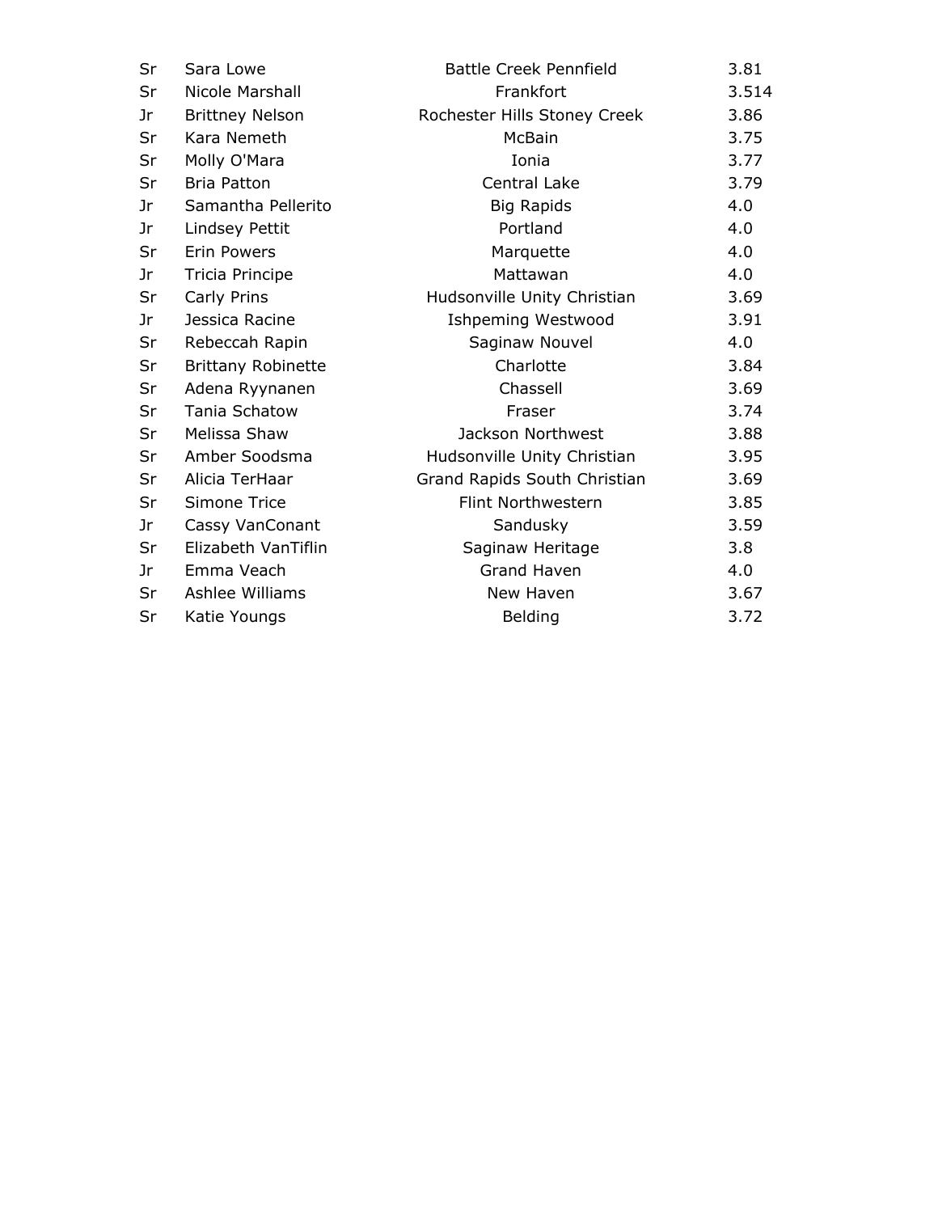| | | | |
|---|---|---|---|
| Sr | Sara Lowe | Battle Creek Pennfield | 3.81 |
| Sr | Nicole Marshall | Frankfort | 3.514 |
| Jr | Brittney Nelson | Rochester Hills Stoney Creek | 3.86 |
| Sr | Kara Nemeth | McBain | 3.75 |
| Sr | Molly O'Mara | Ionia | 3.77 |
| Sr | Bria Patton | Central Lake | 3.79 |
| Jr | Samantha Pellerito | Big Rapids | 4.0 |
| Jr | Lindsey Pettit | Portland | 4.0 |
| Sr | Erin Powers | Marquette | 4.0 |
| Jr | Tricia Principe | Mattawan | 4.0 |
| Sr | Carly Prins | Hudsonville Unity Christian | 3.69 |
| Jr | Jessica Racine | Ishpeming Westwood | 3.91 |
| Sr | Rebeccah Rapin | Saginaw Nouvel | 4.0 |
| Sr | Brittany Robinette | Charlotte | 3.84 |
| Sr | Adena Ryynanen | Chassell | 3.69 |
| Sr | Tania Schatow | Fraser | 3.74 |
| Sr | Melissa Shaw | Jackson Northwest | 3.88 |
| Sr | Amber Soodsma | Hudsonville Unity Christian | 3.95 |
| Sr | Alicia TerHaar | Grand Rapids South Christian | 3.69 |
| Sr | Simone Trice | Flint Northwestern | 3.85 |
| Jr | Cassy VanConant | Sandusky | 3.59 |
| Sr | Elizabeth VanTiflin | Saginaw Heritage | 3.8 |
| Jr | Emma Veach | Grand Haven | 4.0 |
| Sr | Ashlee Williams | New Haven | 3.67 |
| Sr | Katie Youngs | Belding | 3.72 |